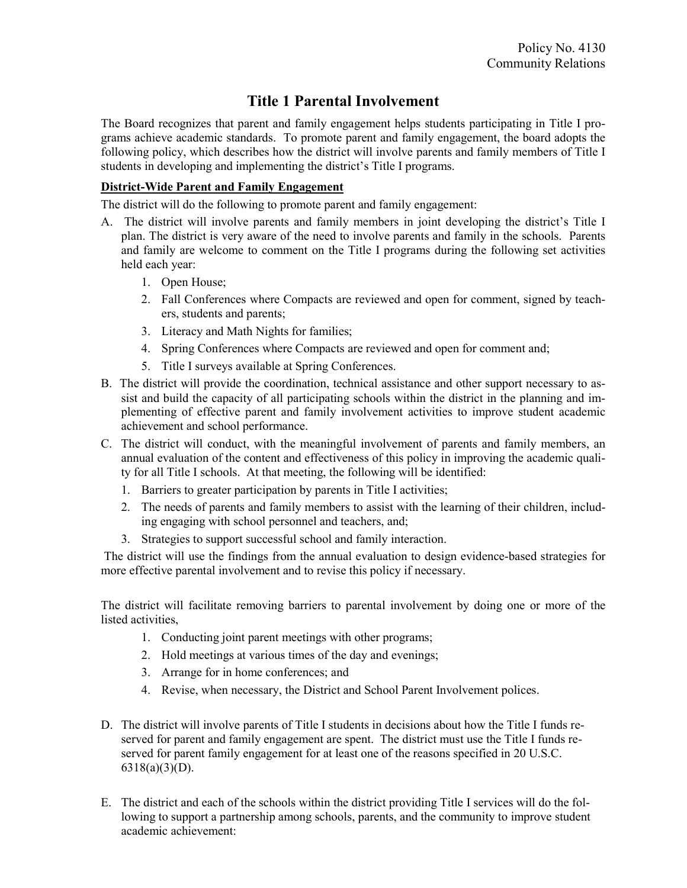Policy No. 4130
Community Relations

# Title 1 Parental Involvement

The Board recognizes that parent and family engagement helps students participating in Title I programs achieve academic standards. To promote parent and family engagement, the board adopts the following policy, which describes how the district will involve parents and family members of Title I students in developing and implementing the district's Title I programs.

## District-Wide Parent and Family Engagement

The district will do the following to promote parent and family engagement:

A. The district will involve parents and family members in joint developing the district's Title I plan. The district is very aware of the need to involve parents and family in the schools. Parents and family are welcome to comment on the Title I programs during the following set activities held each year:

   1. Open House;
   2. Fall Conferences where Compacts are reviewed and open for comment, signed by teachers, students and parents;
   3. Literacy and Math Nights for families;
   4. Spring Conferences where Compacts are reviewed and open for comment and;
   5. Title I surveys available at Spring Conferences.

B. The district will provide the coordination, technical assistance and other support necessary to assist and build the capacity of all participating schools within the district in the planning and implementing of effective parent and family involvement activities to improve student academic achievement and school performance.

C. The district will conduct, with the meaningful involvement of parents and family members, an annual evaluation of the content and effectiveness of this policy in improving the academic quality for all Title I schools. At that meeting, the following will be identified:

   1. Barriers to greater participation by parents in Title I activities;
   2. The needs of parents and family members to assist with the learning of their children, including engaging with school personnel and teachers, and;
   3. Strategies to support successful school and family interaction.

The district will use the findings from the annual evaluation to design evidence-based strategies for more effective parental involvement and to revise this policy if necessary.

The district will facilitate removing barriers to parental involvement by doing one or more of the listed activities,

   1. Conducting joint parent meetings with other programs;
   2. Hold meetings at various times of the day and evenings;
   3. Arrange for in home conferences; and
   4. Revise, when necessary, the District and School Parent Involvement polices.

D. The district will involve parents of Title I students in decisions about how the Title I funds reserved for parent and family engagement are spent. The district must use the Title I funds reserved for parent family engagement for at least one of the reasons specified in 20 U.S.C. 6318(a)(3)(D).

E. The district and each of the schools within the district providing Title I services will do the following to support a partnership among schools, parents, and the community to improve student academic achievement: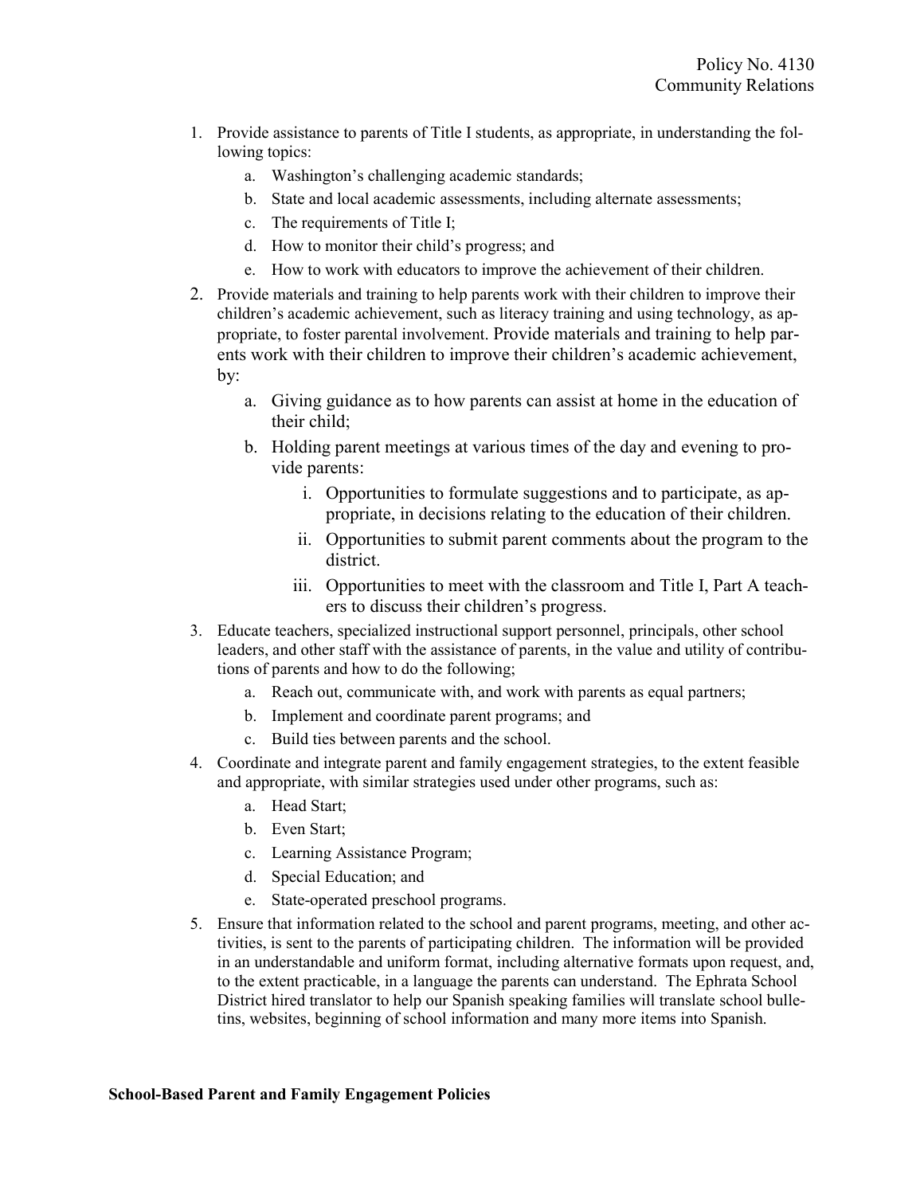1. Provide assistance to parents of Title I students, as appropriate, in understanding the following topics:
   a. Washington's challenging academic standards;
   b. State and local academic assessments, including alternate assessments;
   c. The requirements of Title I;
   d. How to monitor their child's progress; and
   e. How to work with educators to improve the achievement of their children.
2. Provide materials and training to help parents work with their children to improve their children's academic achievement, such as literacy training and using technology, as appropriate, to foster parental involvement. Provide materials and training to help parents work with their children to improve their children's academic achievement, by:
   a. Giving guidance as to how parents can assist at home in the education of their child;
   b. Holding parent meetings at various times of the day and evening to provide parents:
      i. Opportunities to formulate suggestions and to participate, as appropriate, in decisions relating to the education of their children.
      ii. Opportunities to submit parent comments about the program to the district.
      iii. Opportunities to meet with the classroom and Title I, Part A teachers to discuss their children's progress.
3. Educate teachers, specialized instructional support personnel, principals, other school leaders, and other staff with the assistance of parents, in the value and utility of contributions of parents and how to do the following;
   a. Reach out, communicate with, and work with parents as equal partners;
   b. Implement and coordinate parent programs; and
   c. Build ties between parents and the school.
4. Coordinate and integrate parent and family engagement strategies, to the extent feasible and appropriate, with similar strategies used under other programs, such as:
   a. Head Start;
   b. Even Start;
   c. Learning Assistance Program;
   d. Special Education; and
   e. State-operated preschool programs.
5. Ensure that information related to the school and parent programs, meeting, and other activities, is sent to the parents of participating children. The information will be provided in an understandable and uniform format, including alternative formats upon request, and, to the extent practicable, in a language the parents can understand. The Ephrata School District hired translator to help our Spanish speaking families will translate school bulletins, websites, beginning of school information and many more items into Spanish.

**School-Based Parent and Family Engagement Policies**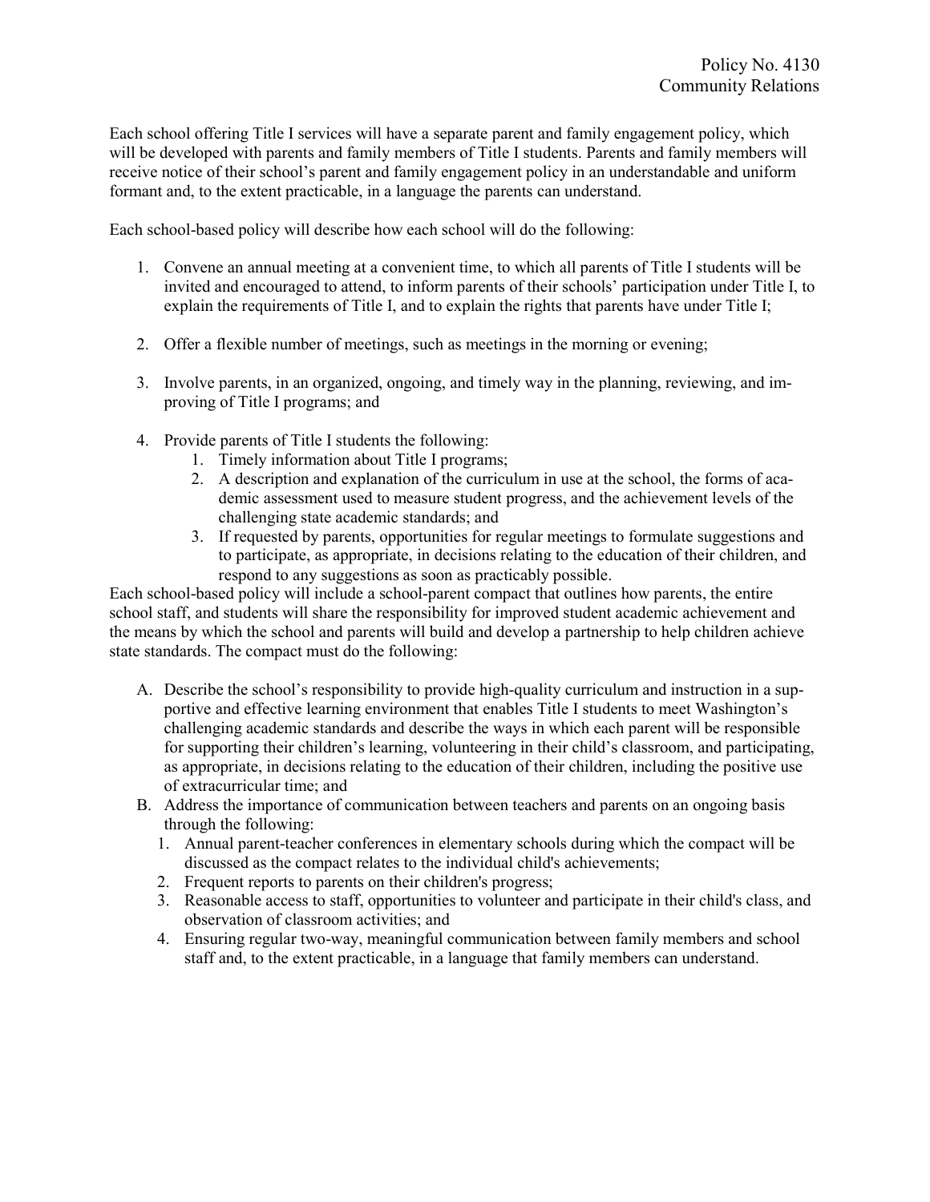Each school offering Title I services will have a separate parent and family engagement policy, which will be developed with parents and family members of Title I students. Parents and family members will receive notice of their school's parent and family engagement policy in an understandable and uniform formant and, to the extent practicable, in a language the parents can understand.

Each school-based policy will describe how each school will do the following:

1. Convene an annual meeting at a convenient time, to which all parents of Title I students will be invited and encouraged to attend, to inform parents of their schools' participation under Title I, to explain the requirements of Title I, and to explain the rights that parents have under Title I;

2. Offer a flexible number of meetings, such as meetings in the morning or evening;

3. Involve parents, in an organized, ongoing, and timely way in the planning, reviewing, and improving of Title I programs; and

4. Provide parents of Title I students the following:
   1. Timely information about Title I programs;
   2. A description and explanation of the curriculum in use at the school, the forms of academic assessment used to measure student progress, and the achievement levels of the challenging state academic standards; and
   3. If requested by parents, opportunities for regular meetings to formulate suggestions and to participate, as appropriate, in decisions relating to the education of their children, and respond to any suggestions as soon as practicably possible.

Each school-based policy will include a school-parent compact that outlines how parents, the entire school staff, and students will share the responsibility for improved student academic achievement and the means by which the school and parents will build and develop a partnership to help children achieve state standards. The compact must do the following:

A. Describe the school's responsibility to provide high-quality curriculum and instruction in a supportive and effective learning environment that enables Title I students to meet Washington's challenging academic standards and describe the ways in which each parent will be responsible for supporting their children's learning, volunteering in their child's classroom, and participating, as appropriate, in decisions relating to the education of their children, including the positive use of extracurricular time; and
B. Address the importance of communication between teachers and parents on an ongoing basis through the following:
   1. Annual parent-teacher conferences in elementary schools during which the compact will be discussed as the compact relates to the individual child's achievements;
   2. Frequent reports to parents on their children's progress;
   3. Reasonable access to staff, opportunities to volunteer and participate in their child's class, and observation of classroom activities; and
   4. Ensuring regular two-way, meaningful communication between family members and school staff and, to the extent practicable, in a language that family members can understand.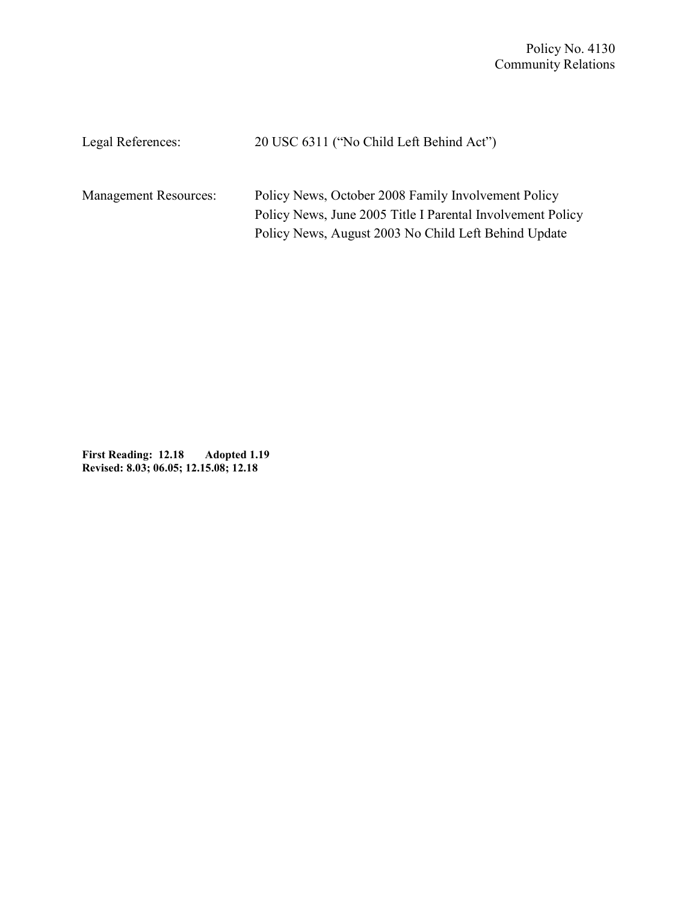Legal References: 20 USC 6311 ("No Child Left Behind Act")

Management Resources: Policy News, October 2008 Family Involvement Policy
Policy News, June 2005 Title I Parental Involvement Policy
Policy News, August 2003 No Child Left Behind Update

**First Reading: 12.18 Adopted 1.19**
**Revised: 8.03; 06.05; 12.15.08; 12.18**